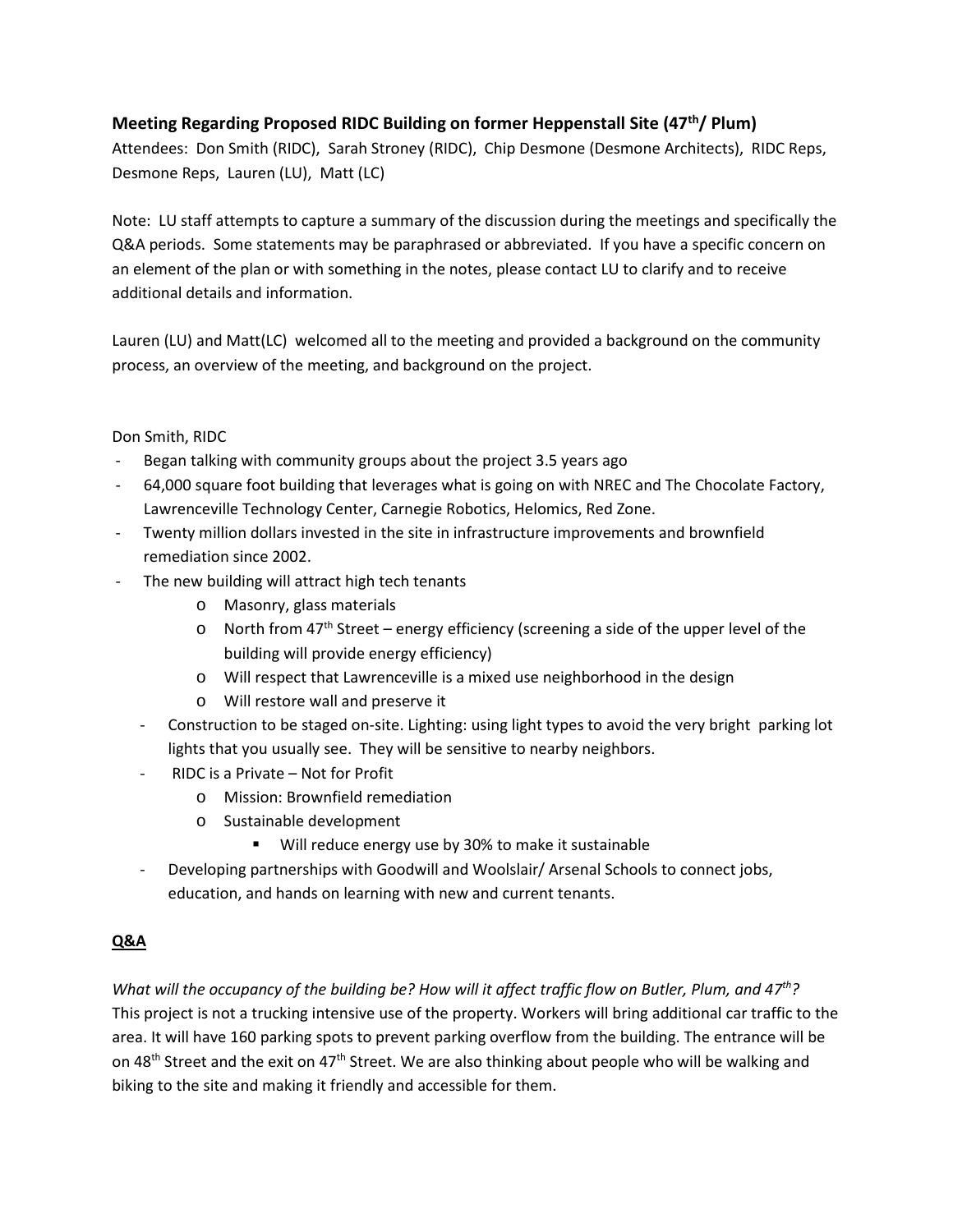### Meeting Regarding Proposed RIDC Building on former Heppenstall Site (47th/ Plum)

Attendees: Don Smith (RIDC), Sarah Stroney (RIDC), Chip Desmone (Desmone Architects), RIDC Reps, Desmone Reps, Lauren (LU), Matt (LC)

Note: LU staff attempts to capture a summary of the discussion during the meetings and specifically the Q&A periods. Some statements may be paraphrased or abbreviated. If you have a specific concern on an element of the plan or with something in the notes, please contact LU to clarify and to receive additional details and information.

Lauren (LU) and Matt(LC) welcomed all to the meeting and provided a background on the community process, an overview of the meeting, and background on the project.

Don Smith, RIDC

- Began talking with community groups about the project 3.5 years ago
- 64,000 square foot building that leverages what is going on with NREC and The Chocolate Factory, Lawrenceville Technology Center, Carnegie Robotics, Helomics, Red Zone.
- Twenty million dollars invested in the site in infrastructure improvements and brownfield remediation since 2002.
- The new building will attract high tech tenants
  - Masonry, glass materials
  - North from 47th Street – energy efficiency (screening a side of the upper level of the building will provide energy efficiency)
  - Will respect that Lawrenceville is a mixed use neighborhood in the design
  - Will restore wall and preserve it
- Construction to be staged on-site. Lighting: using light types to avoid the very bright parking lot lights that you usually see. They will be sensitive to nearby neighbors.
- RIDC is a Private – Not for Profit
  - Mission: Brownfield remediation
  - Sustainable development
    - Will reduce energy use by 30% to make it sustainable
- Developing partnerships with Goodwill and Woolslair/ Arsenal Schools to connect jobs, education, and hands on learning with new and current tenants.

**Q&A**

*What will the occupancy of the building be? How will it affect traffic flow on Butler, Plum, and 47th?*
This project is not a trucking intensive use of the property. Workers will bring additional car traffic to the area. It will have 160 parking spots to prevent parking overflow from the building. The entrance will be on 48th Street and the exit on 47th Street. We are also thinking about people who will be walking and biking to the site and making it friendly and accessible for them.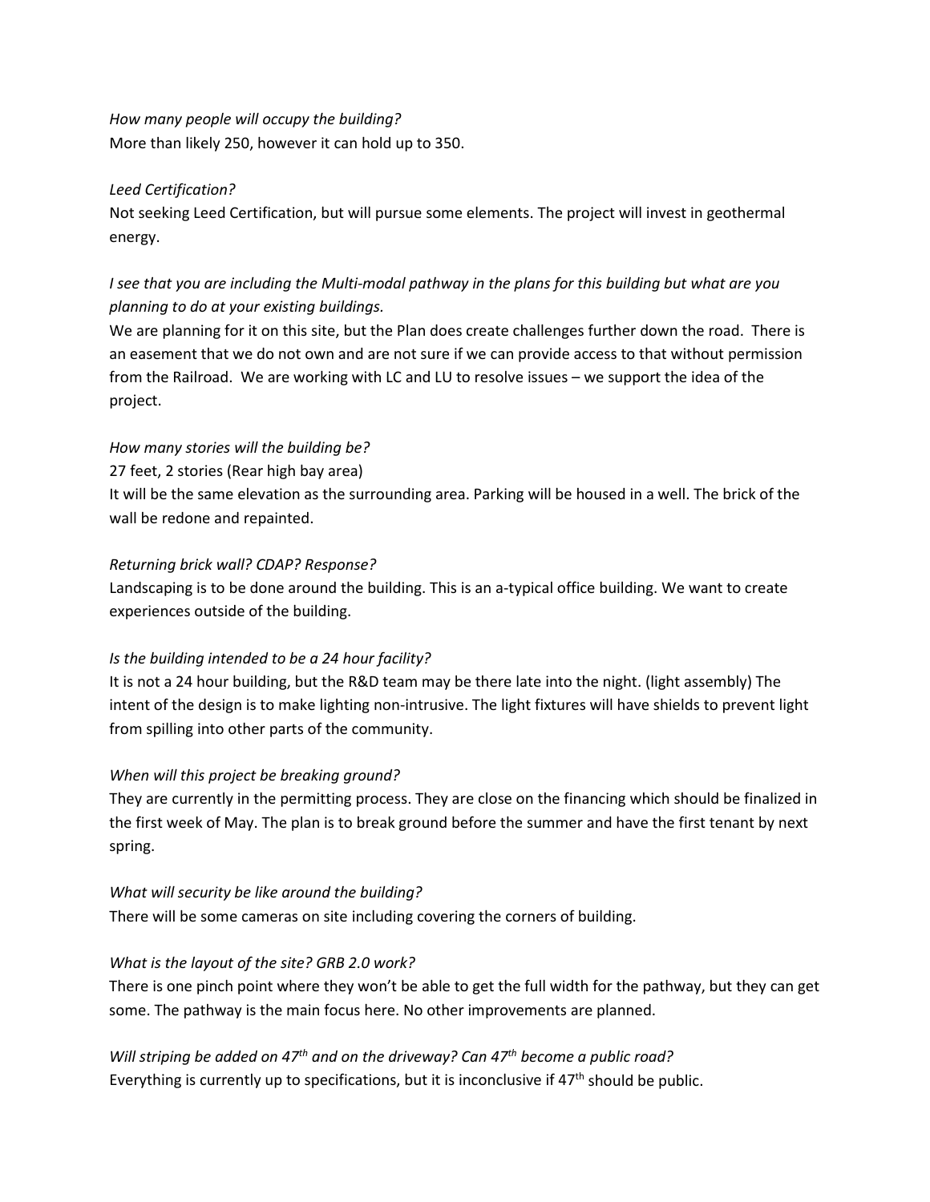*How many people will occupy the building?*
More than likely 250, however it can hold up to 350.

*Leed Certification?*
Not seeking Leed Certification, but will pursue some elements. The project will invest in geothermal energy.

*I see that you are including the Multi-modal pathway in the plans for this building but what are you planning to do at your existing buildings.*
We are planning for it on this site, but the Plan does create challenges further down the road. There is an easement that we do not own and are not sure if we can provide access to that without permission from the Railroad. We are working with LC and LU to resolve issues – we support the idea of the project.

*How many stories will the building be?*
27 feet, 2 stories (Rear high bay area)
It will be the same elevation as the surrounding area. Parking will be housed in a well. The brick of the wall be redone and repainted.

*Returning brick wall? CDAP? Response?*
Landscaping is to be done around the building. This is an a-typical office building. We want to create experiences outside of the building.

*Is the building intended to be a 24 hour facility?*
It is not a 24 hour building, but the R&D team may be there late into the night. (light assembly) The intent of the design is to make lighting non-intrusive. The light fixtures will have shields to prevent light from spilling into other parts of the community.

*When will this project be breaking ground?*
They are currently in the permitting process. They are close on the financing which should be finalized in the first week of May. The plan is to break ground before the summer and have the first tenant by next spring.

*What will security be like around the building?*
There will be some cameras on site including covering the corners of building.

*What is the layout of the site? GRB 2.0 work?*
There is one pinch point where they won't be able to get the full width for the pathway, but they can get some. The pathway is the main focus here. No other improvements are planned.

*Will striping be added on 47th and on the driveway? Can 47th become a public road?*
Everything is currently up to specifications, but it is inconclusive if 47th should be public.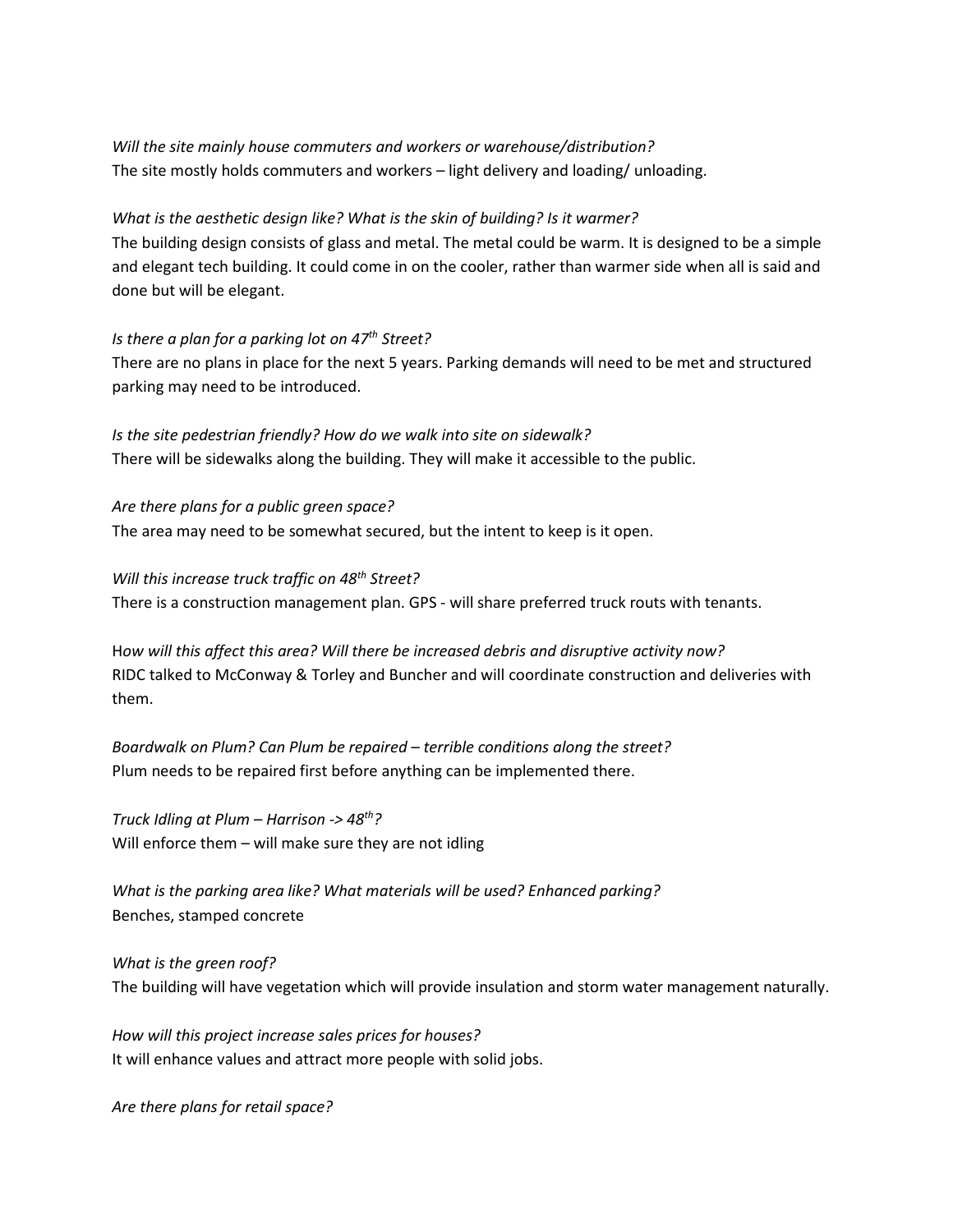*Will the site mainly house commuters and workers or warehouse/distribution?*
The site mostly holds commuters and workers – light delivery and loading/ unloading.

*What is the aesthetic design like? What is the skin of building? Is it warmer?*
The building design consists of glass and metal. The metal could be warm. It is designed to be a simple and elegant tech building. It could come in on the cooler, rather than warmer side when all is said and done but will be elegant.

*Is there a plan for a parking lot on 47th Street?*
There are no plans in place for the next 5 years. Parking demands will need to be met and structured parking may need to be introduced.

*Is the site pedestrian friendly? How do we walk into site on sidewalk?*
There will be sidewalks along the building. They will make it accessible to the public.

*Are there plans for a public green space?*
The area may need to be somewhat secured, but the intent to keep is it open.

*Will this increase truck traffic on 48th Street?*
There is a construction management plan. GPS - will share preferred truck routs with tenants.

H*ow will this affect this area? Will there be increased debris and disruptive activity now?*
RIDC talked to McConway & Torley and Buncher and will coordinate construction and deliveries with them.

*Boardwalk on Plum? Can Plum be repaired – terrible conditions along the street?*
Plum needs to be repaired first before anything can be implemented there.

*Truck Idling at Plum – Harrison -> 48th?*
Will enforce them – will make sure they are not idling

*What is the parking area like? What materials will be used? Enhanced parking?*
Benches, stamped concrete

*What is the green roof?*
The building will have vegetation which will provide insulation and storm water management naturally.

*How will this project increase sales prices for houses?*
It will enhance values and attract more people with solid jobs.

*Are there plans for retail space?*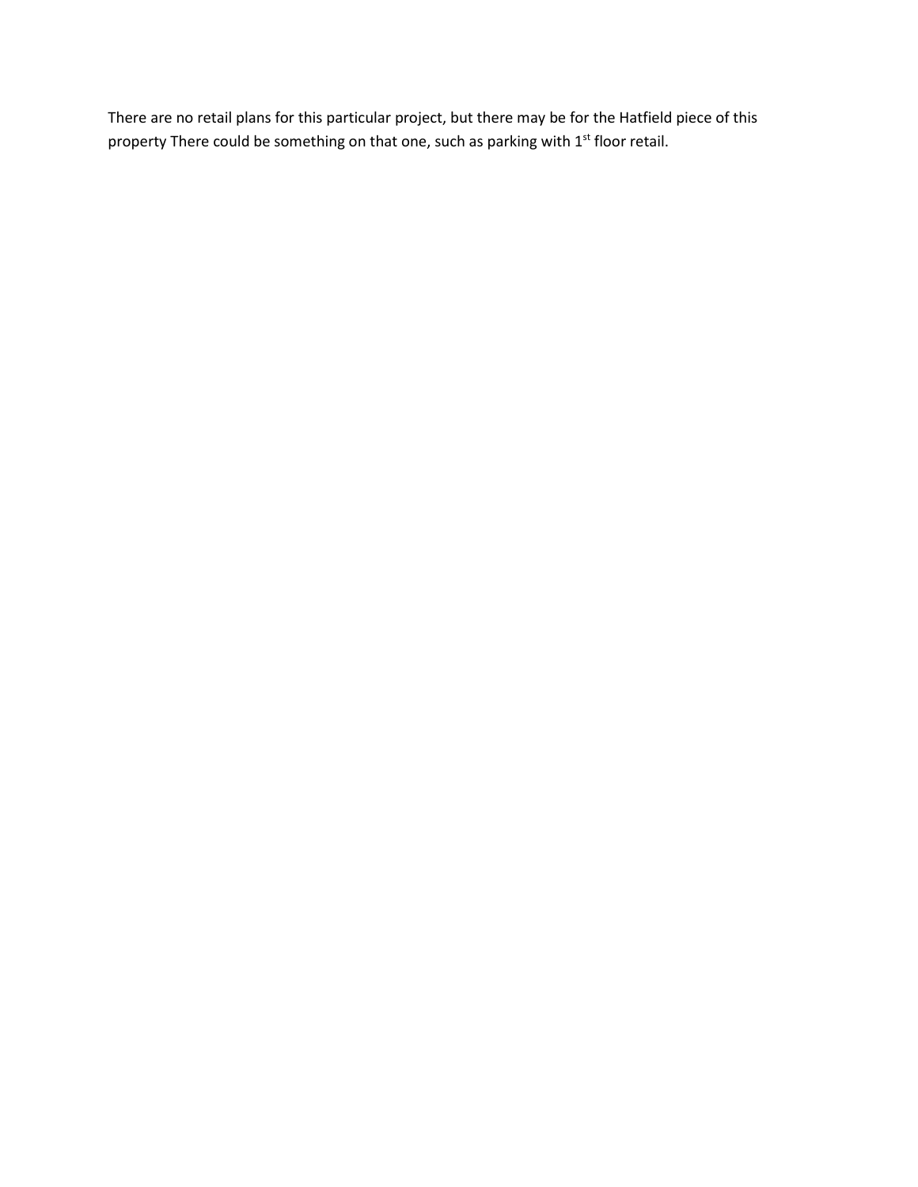There are no retail plans for this particular project, but there may be for the Hatfield piece of this property There could be something on that one, such as parking with 1st floor retail.